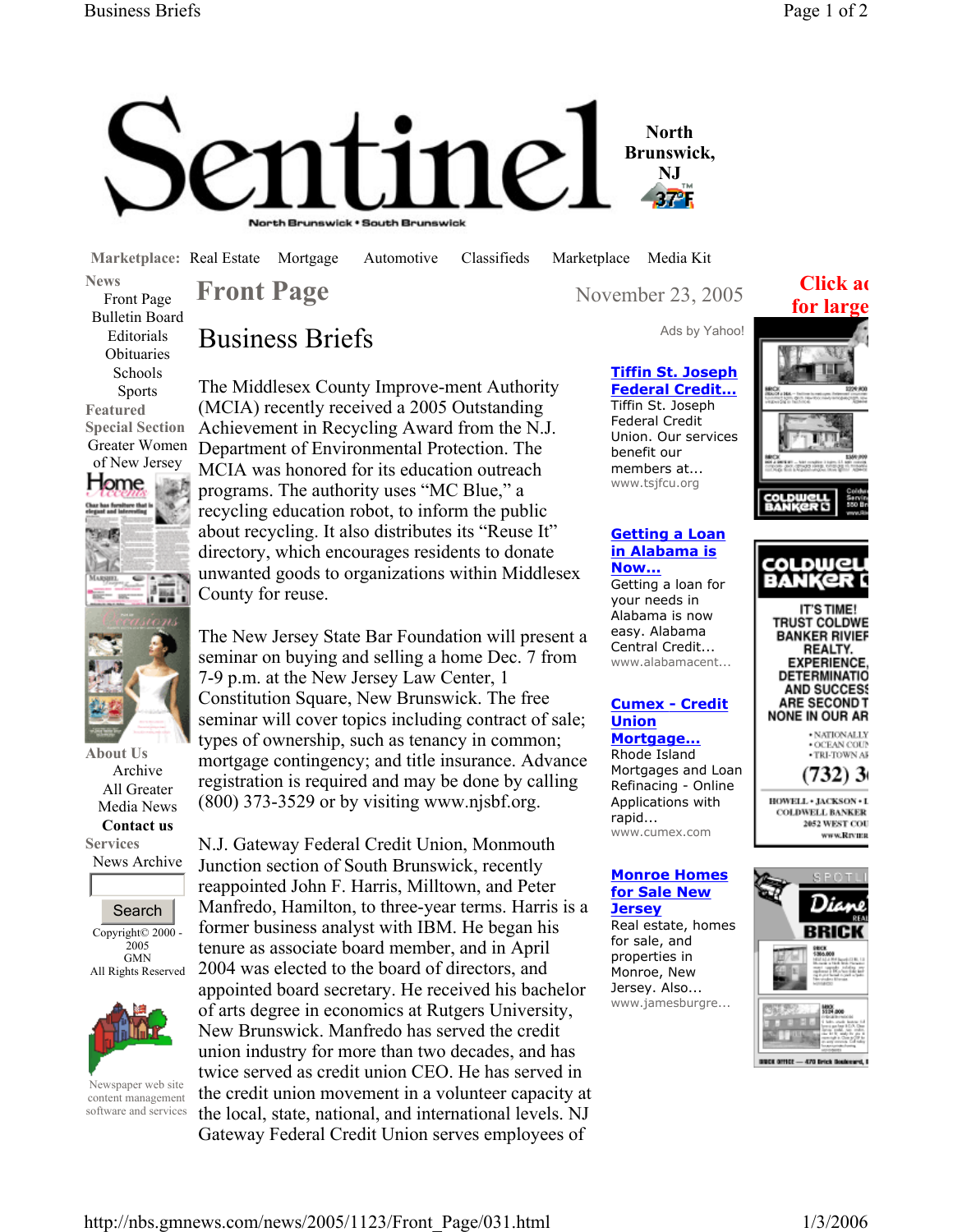# Sentinel

North Brunswick, NJ

North Brunswick • South Brunswick

Marketplace: Real Estate Mortgage Automotive Classifieds Marketplace Media Kit

News
- Front Page
- Bulletin Board
- Editorials
- Obituaries
- Schools
- Sports

Featured
Special Section
- Greater Women of New Jersey

About Us
- Archive
- All Greater Media News
- **Contact us**

Services
- News Archive

Search

Copyright© 2000 - 2005 GMN All Rights Reserved

Newspaper web site content management software and services

## Front Page

November 23, 2005

# Business Briefs

The Middlesex County Improve-ment Authority (MCIA) recently received a 2005 Outstanding Achievement in Recycling Award from the N.J. Department of Environmental Protection. The MCIA was honored for its education outreach programs. The authority uses "MC Blue," a recycling education robot, to inform the public about recycling. It also distributes its "Reuse It" directory, which encourages residents to donate unwanted goods to organizations within Middlesex County for reuse.

The New Jersey State Bar Foundation will present a seminar on buying and selling a home Dec. 7 from 7-9 p.m. at the New Jersey Law Center, 1 Constitution Square, New Brunswick. The free seminar will cover topics including contract of sale; types of ownership, such as tenancy in common; mortgage contingency; and title insurance. Advance registration is required and may be done by calling (800) 373-3529 or by visiting www.njsbf.org.

N.J. Gateway Federal Credit Union, Monmouth Junction section of South Brunswick, recently reappointed John F. Harris, Milltown, and Peter Manfredo, Hamilton, to three-year terms. Harris is a former business analyst with IBM. He began his tenure as associate board member, and in April 2004 was elected to the board of directors, and appointed board secretary. He received his bachelor of arts degree in economics at Rutgers University, New Brunswick. Manfredo has served the credit union industry for more than two decades, and has twice served as credit union CEO. He has served in the credit union movement in a volunteer capacity at the local, state, national, and international levels. NJ Gateway Federal Credit Union serves employees of

Ads by Yahoo!

**Tiffin St. Joseph Federal Credit...**
Tiffin St. Joseph Federal Credit Union. Our services benefit our members at...
www.tsjfcu.org

**Getting a Loan in Alabama is Now...**
Getting a loan for your needs in Alabama is now easy. Alabama Central Credit...
www.alabamacent...

**Cumex - Credit Union Mortgage...**
Rhode Island Mortgages and Loan Refinancing - Online Applications with rapid...
www.cumex.com

**Monroe Homes for Sale New Jersey**
Real estate, homes for sale, and properties in Monroe, New Jersey. Also...
www.jamesburgre...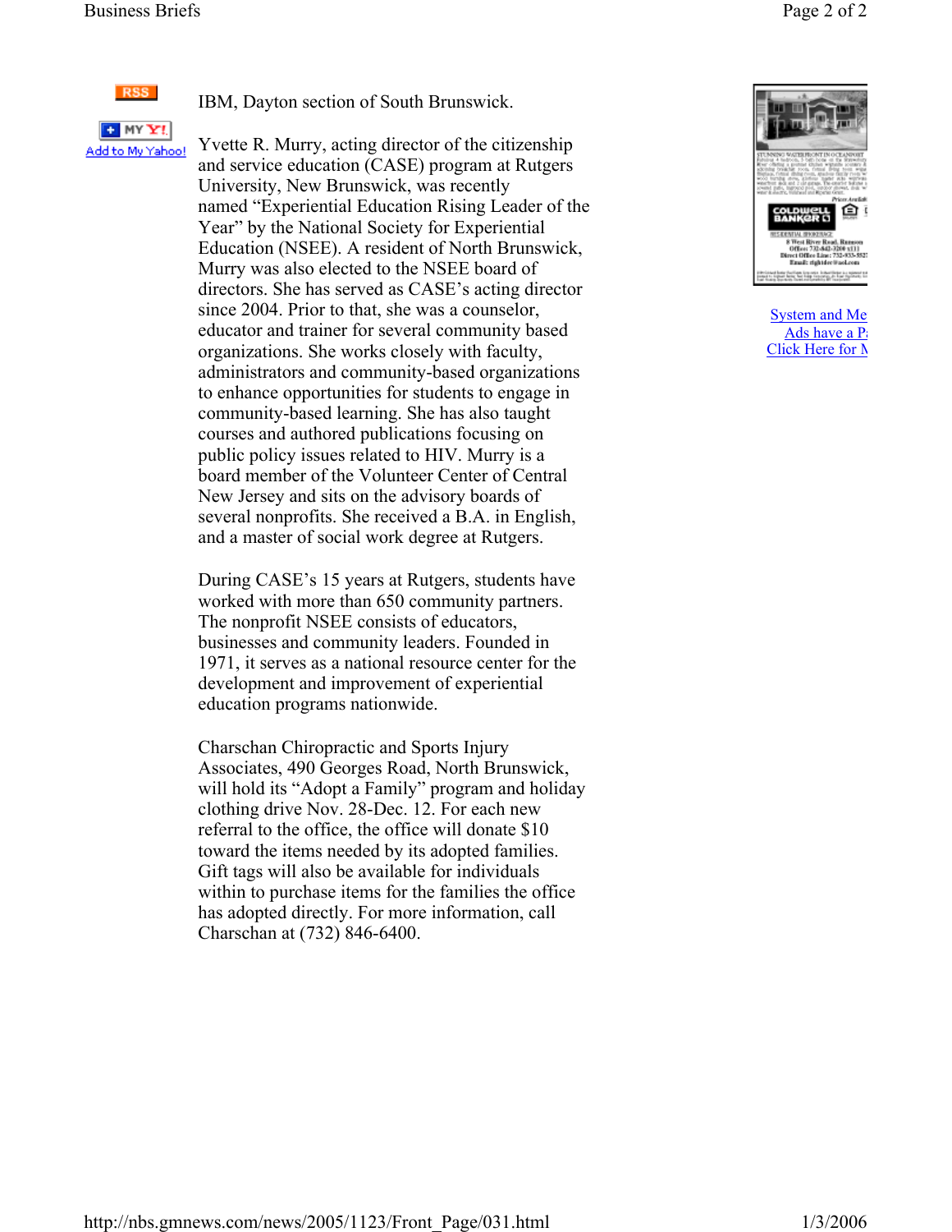IBM, Dayton section of South Brunswick.

Yvette R. Murry, acting director of the citizenship and service education (CASE) program at Rutgers University, New Brunswick, was recently named "Experiential Education Rising Leader of the Year" by the National Society for Experiential Education (NSEE). A resident of North Brunswick, Murry was also elected to the NSEE board of directors. She has served as CASE's acting director since 2004. Prior to that, she was a counselor, educator and trainer for several community based organizations. She works closely with faculty, administrators and community-based organizations to enhance opportunities for students to engage in community-based learning. She has also taught courses and authored publications focusing on public policy issues related to HIV. Murry is a board member of the Volunteer Center of Central New Jersey and sits on the advisory boards of several nonprofits. She received a B.A. in English, and a master of social work degree at Rutgers.

During CASE's 15 years at Rutgers, students have worked with more than 650 community partners. The nonprofit NSEE consists of educators, businesses and community leaders. Founded in 1971, it serves as a national resource center for the development and improvement of experiential education programs nationwide.

Charschan Chiropractic and Sports Injury Associates, 490 Georges Road, North Brunswick, will hold its "Adopt a Family" program and holiday clothing drive Nov. 28-Dec. 12. For each new referral to the office, the office will donate $10 toward the items needed by its adopted families. Gift tags will also be available for individuals within to purchase items for the families the office has adopted directly. For more information, call Charschan at (732) 846-6400.